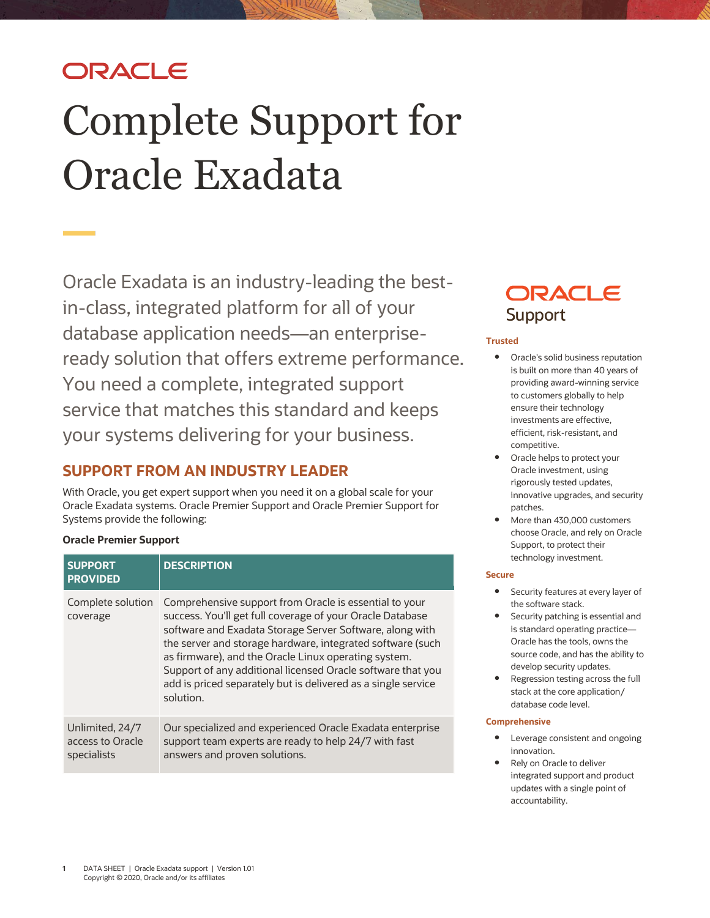ORACLE

# Complete Support for Oracle Exadata

Oracle Exadata is an industry-leading the best-in-class, integrated platform for all of your database application needs—an enterprise-ready solution that offers extreme performance. You need a complete, integrated support service that matches this standard and keeps your systems delivering for your business.

## SUPPORT FROM AN INDUSTRY LEADER

With Oracle, you get expert support when you need it on a global scale for your Oracle Exadata systems. Oracle Premier Support and Oracle Premier Support for Systems provide the following:

**Oracle Premier Support**

| SUPPORT PROVIDED | DESCRIPTION |
| --- | --- |
| Complete solution coverage | Comprehensive support from Oracle is essential to your success. You'll get full coverage of your Oracle Database software and Exadata Storage Server Software, along with the server and storage hardware, integrated software (such as firmware), and the Oracle Linux operating system. Support of any additional licensed Oracle software that you add is priced separately but is delivered as a single service solution. |
| Unlimited, 24/7 access to Oracle specialists | Our specialized and experienced Oracle Exadata enterprise support team experts are ready to help 24/7 with fast answers and proven solutions. |

ORACLE Support

**Trusted**

- Oracle's solid business reputation is built on more than 40 years of providing award-winning service to customers globally to help ensure their technology investments are effective, efficient, risk-resistant, and competitive.
- Oracle helps to protect your Oracle investment, using rigorously tested updates, innovative upgrades, and security patches.
- More than 430,000 customers choose Oracle, and rely on Oracle Support, to protect their technology investment.

**Secure**

- Security features at every layer of the software stack.
- Security patching is essential and is standard operating practice—Oracle has the tools, owns the source code, and has the ability to develop security updates.
- Regression testing across the full stack at the core application/ database code level.

**Comprehensive**

- Leverage consistent and ongoing innovation.
- Rely on Oracle to deliver integrated support and product updates with a single point of accountability.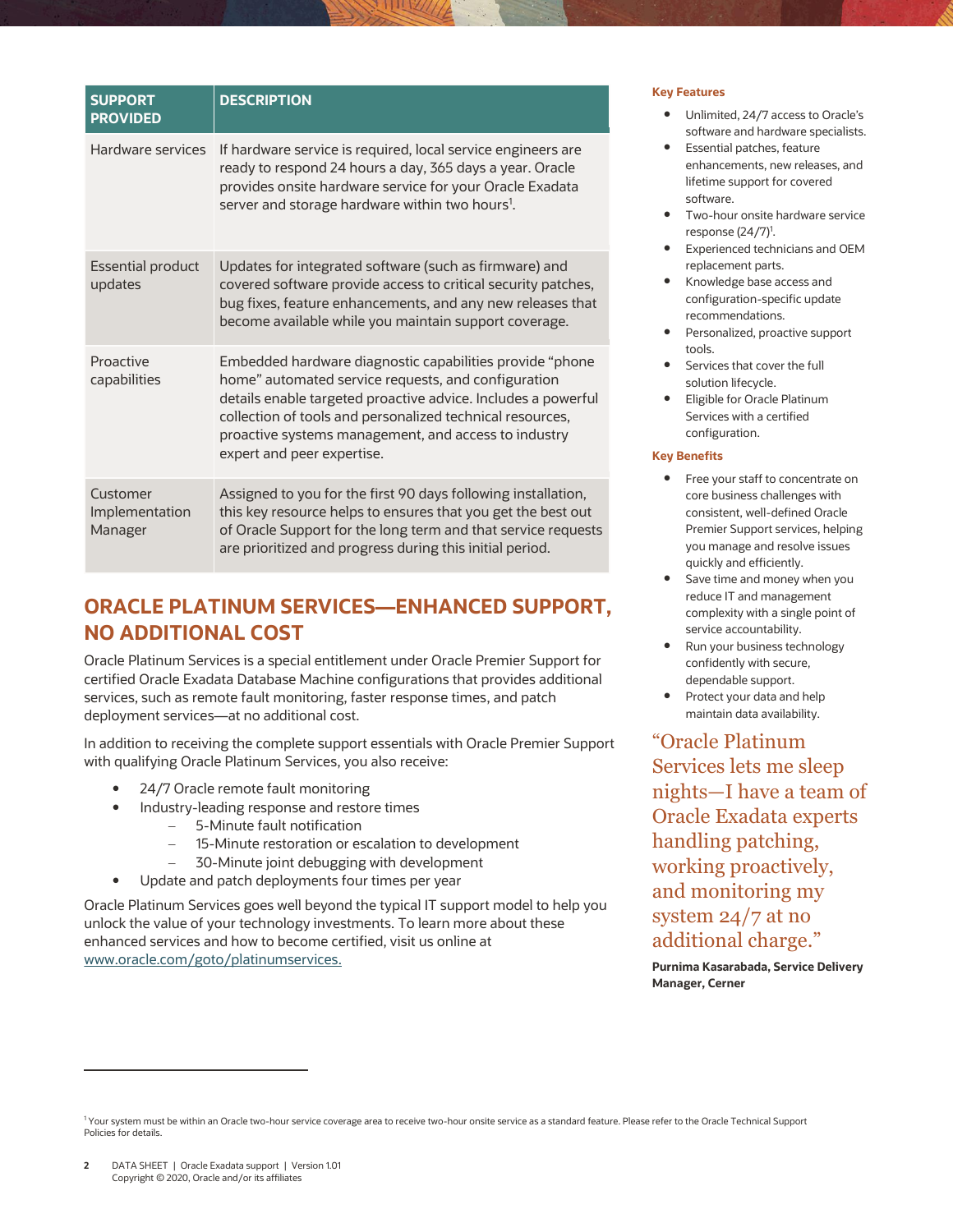| SUPPORT PROVIDED | DESCRIPTION |
| --- | --- |
| Hardware services | If hardware service is required, local service engineers are ready to respond 24 hours a day, 365 days a year. Oracle provides onsite hardware service for your Oracle Exadata server and storage hardware within two hours[1]. |
| Essential product updates | Updates for integrated software (such as firmware) and covered software provide access to critical security patches, bug fixes, feature enhancements, and any new releases that become available while you maintain support coverage. |
| Proactive capabilities | Embedded hardware diagnostic capabilities provide "phone home" automated service requests, and configuration details enable targeted proactive advice. Includes a powerful collection of tools and personalized technical resources, proactive systems management, and access to industry expert and peer expertise. |
| Customer Implementation Manager | Assigned to you for the first 90 days following installation, this key resource helps to ensures that you get the best out of Oracle Support for the long term and that service requests are prioritized and progress during this initial period. |

## ORACLE PLATINUM SERVICES—ENHANCED SUPPORT, NO ADDITIONAL COST

Oracle Platinum Services is a special entitlement under Oracle Premier Support for certified Oracle Exadata Database Machine configurations that provides additional services, such as remote fault monitoring, faster response times, and patch deployment services—at no additional cost.

In addition to receiving the complete support essentials with Oracle Premier Support with qualifying Oracle Platinum Services, you also receive:

- 24/7 Oracle remote fault monitoring
- Industry-leading response and restore times
  - 5-Minute fault notification
  - 15-Minute restoration or escalation to development
  - 30-Minute joint debugging with development
- Update and patch deployments four times per year

Oracle Platinum Services goes well beyond the typical IT support model to help you unlock the value of your technology investments. To learn more about these enhanced services and how to become certified, visit us online at www.oracle.com/goto/platinumservices.

### Key Features

- Unlimited, 24/7 access to Oracle's software and hardware specialists.
- Essential patches, feature enhancements, new releases, and lifetime support for covered software.
- Two-hour onsite hardware service response (24/7)[1].
- Experienced technicians and OEM replacement parts.
- Knowledge base access and configuration-specific update recommendations.
- Personalized, proactive support tools.
- Services that cover the full solution lifecycle.
- Eligible for Oracle Platinum Services with a certified configuration.

### Key Benefits

- Free your staff to concentrate on core business challenges with consistent, well-defined Oracle Premier Support services, helping you manage and resolve issues quickly and efficiently.
- Save time and money when you reduce IT and management complexity with a single point of service accountability.
- Run your business technology confidently with secure, dependable support.
- Protect your data and help maintain data availability.

"Oracle Platinum Services lets me sleep nights—I have a team of Oracle Exadata experts handling patching, working proactively, and monitoring my system 24/7 at no additional charge."

**Purnima Kasarabada, Service Delivery Manager, Cerner**

[1] Your system must be within an Oracle two-hour service coverage area to receive two-hour onsite service as a standard feature. Please refer to the Oracle Technical Support Policies for details.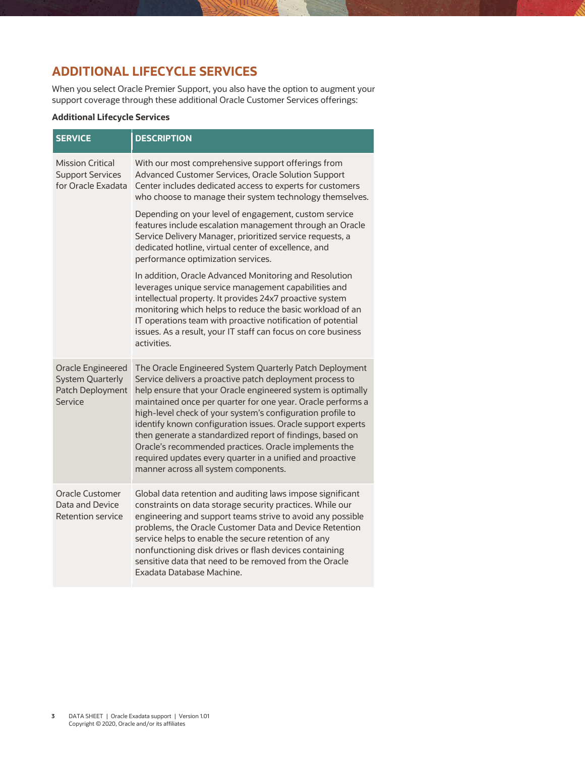## ADDITIONAL LIFECYCLE SERVICES

When you select Oracle Premier Support, you also have the option to augment your support coverage through these additional Oracle Customer Services offerings:

**Additional Lifecycle Services**

| SERVICE | DESCRIPTION |
| --- | --- |
| Mission Critical Support Services for Oracle Exadata | With our most comprehensive support offerings from Advanced Customer Services, Oracle Solution Support Center includes dedicated access to experts for customers who choose to manage their system technology themselves.<br><br>Depending on your level of engagement, custom service features include escalation management through an Oracle Service Delivery Manager, prioritized service requests, a dedicated hotline, virtual center of excellence, and performance optimization services.<br><br>In addition, Oracle Advanced Monitoring and Resolution leverages unique service management capabilities and intellectual property. It provides 24x7 proactive system monitoring which helps to reduce the basic workload of an IT operations team with proactive notification of potential issues. As a result, your IT staff can focus on core business activities. |
| Oracle Engineered System Quarterly Patch Deployment Service | The Oracle Engineered System Quarterly Patch Deployment Service delivers a proactive patch deployment process to help ensure that your Oracle engineered system is optimally maintained once per quarter for one year. Oracle performs a high-level check of your system's configuration profile to identify known configuration issues. Oracle support experts then generate a standardized report of findings, based on Oracle's recommended practices. Oracle implements the required updates every quarter in a unified and proactive manner across all system components. |
| Oracle Customer Data and Device Retention service | Global data retention and auditing laws impose significant constraints on data storage security practices. While our engineering and support teams strive to avoid any possible problems, the Oracle Customer Data and Device Retention service helps to enable the secure retention of any nonfunctioning disk drives or flash devices containing sensitive data that need to be removed from the Oracle Exadata Database Machine. |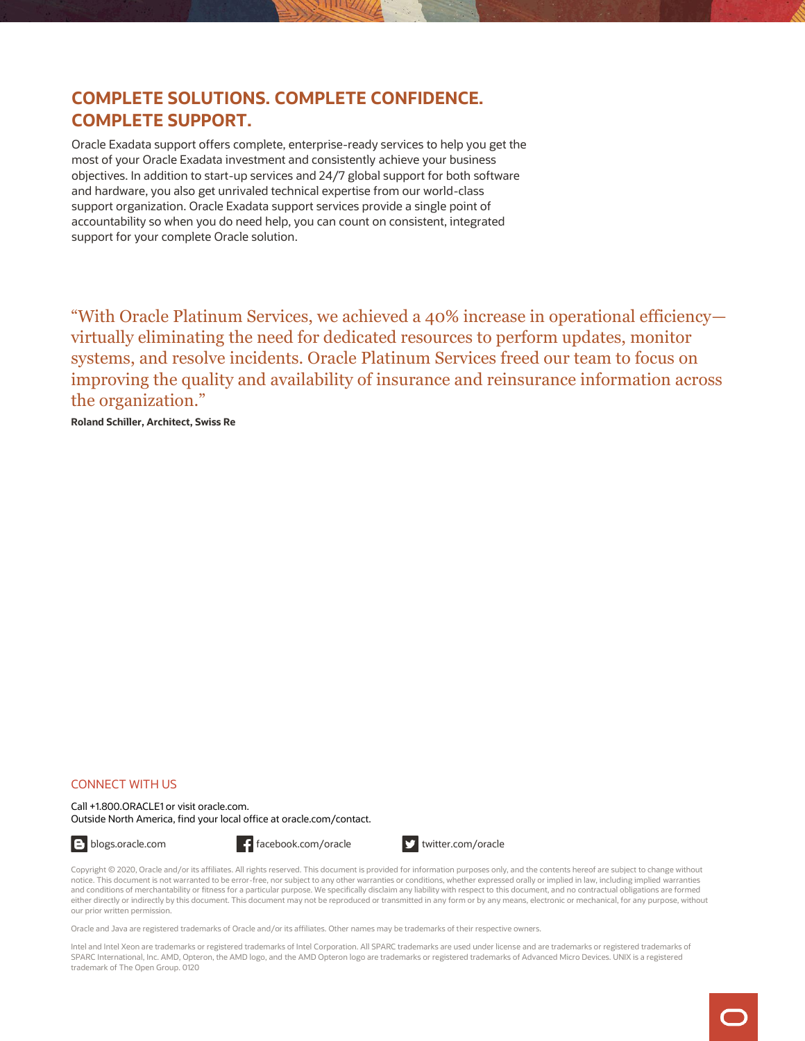## COMPLETE SOLUTIONS. COMPLETE CONFIDENCE. COMPLETE SUPPORT.

Oracle Exadata support offers complete, enterprise-ready services to help you get the most of your Oracle Exadata investment and consistently achieve your business objectives. In addition to start-up services and 24/7 global support for both software and hardware, you also get unrivaled technical expertise from our world-class support organization. Oracle Exadata support services provide a single point of accountability so when you do need help, you can count on consistent, integrated support for your complete Oracle solution.

"With Oracle Platinum Services, we achieved a 40% increase in operational efficiency—virtually eliminating the need for dedicated resources to perform updates, monitor systems, and resolve incidents. Oracle Platinum Services freed our team to focus on improving the quality and availability of insurance and reinsurance information across the organization."

**Roland Schiller, Architect, Swiss Re**

CONNECT WITH US

Call +1.800.ORACLE1 or visit oracle.com.
Outside North America, find your local office at oracle.com/contact.

blogs.oracle.com   facebook.com/oracle   twitter.com/oracle

Copyright © 2020, Oracle and/or its affiliates. All rights reserved. This document is provided for information purposes only, and the contents hereof are subject to change without notice. This document is not warranted to be error-free, nor subject to any other warranties or conditions, whether expressed orally or implied in law, including implied warranties and conditions of merchantability or fitness for a particular purpose. We specifically disclaim any liability with respect to this document, and no contractual obligations are formed either directly or indirectly by this document. This document may not be reproduced or transmitted in any form or by any means, electronic or mechanical, for any purpose, without our prior written permission.

Oracle and Java are registered trademarks of Oracle and/or its affiliates. Other names may be trademarks of their respective owners.

Intel and Intel Xeon are trademarks or registered trademarks of Intel Corporation. All SPARC trademarks are used under license and are trademarks or registered trademarks of SPARC International, Inc. AMD, Opteron, the AMD logo, and the AMD Opteron logo are trademarks or registered trademarks of Advanced Micro Devices. UNIX is a registered trademark of The Open Group. 0120